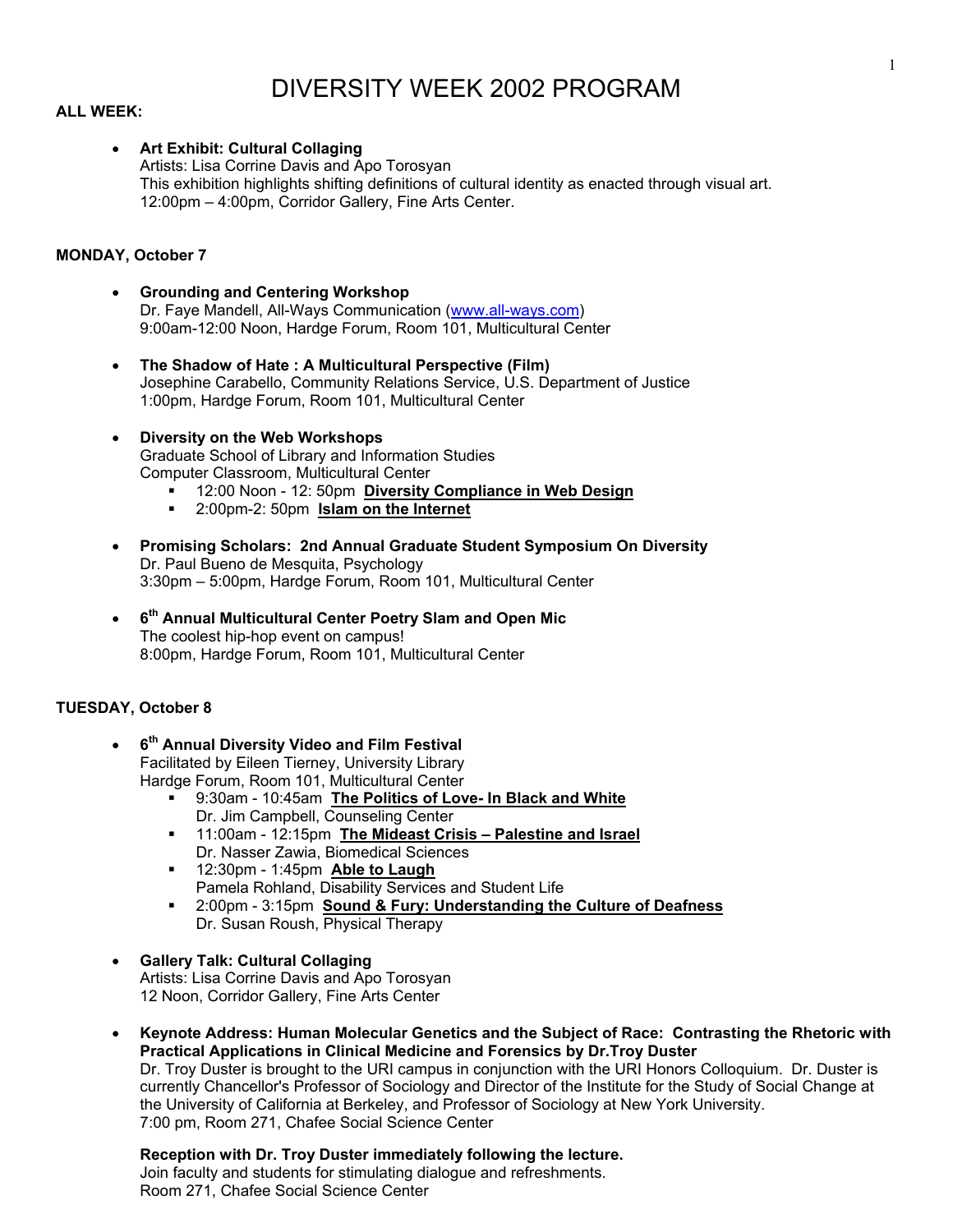# DIVERSITY WEEK 2002 PROGRAM

**ALL WEEK:**

- **Art Exhibit: Cultural Collaging**
  Artists: Lisa Corrine Davis and Apo Torosyan
  This exhibition highlights shifting definitions of cultural identity as enacted through visual art.
  12:00pm – 4:00pm, Corridor Gallery, Fine Arts Center.

**MONDAY, October 7**

- **Grounding and Centering Workshop**
  Dr. Faye Mandell, All-Ways Communication (www.all-ways.com)
  9:00am-12:00 Noon, Hardge Forum, Room 101, Multicultural Center

- **The Shadow of Hate : A Multicultural Perspective (Film)**
  Josephine Carabello, Community Relations Service, U.S. Department of Justice
  1:00pm, Hardge Forum, Room 101, Multicultural Center

- **Diversity on the Web Workshops**
  Graduate School of Library and Information Studies
  Computer Classroom, Multicultural Center
  - 12:00 Noon - 12: 50pm **Diversity Compliance in Web Design**
  - 2:00pm-2: 50pm **Islam on the Internet**

- **Promising Scholars: 2nd Annual Graduate Student Symposium On Diversity**
  Dr. Paul Bueno de Mesquita, Psychology
  3:30pm – 5:00pm, Hardge Forum, Room 101, Multicultural Center

- **6th Annual Multicultural Center Poetry Slam and Open Mic**
  The coolest hip-hop event on campus!
  8:00pm, Hardge Forum, Room 101, Multicultural Center

**TUESDAY, October 8**

- **6th Annual Diversity Video and Film Festival**
  Facilitated by Eileen Tierney, University Library
  Hardge Forum, Room 101, Multicultural Center
  - 9:30am - 10:45am **The Politics of Love- In Black and White**
    Dr. Jim Campbell, Counseling Center
  - 11:00am - 12:15pm **The Mideast Crisis – Palestine and Israel**
    Dr. Nasser Zawia, Biomedical Sciences
  - 12:30pm - 1:45pm **Able to Laugh**
    Pamela Rohland, Disability Services and Student Life
  - 2:00pm - 3:15pm **Sound & Fury: Understanding the Culture of Deafness**
    Dr. Susan Roush, Physical Therapy

- **Gallery Talk: Cultural Collaging**
  Artists: Lisa Corrine Davis and Apo Torosyan
  12 Noon, Corridor Gallery, Fine Arts Center

- **Keynote Address: Human Molecular Genetics and the Subject of Race: Contrasting the Rhetoric with Practical Applications in Clinical Medicine and Forensics by Dr.Troy Duster**
  Dr. Troy Duster is brought to the URI campus in conjunction with the URI Honors Colloquium. Dr. Duster is currently Chancellor's Professor of Sociology and Director of the Institute for the Study of Social Change at the University of California at Berkeley, and Professor of Sociology at New York University.
  7:00 pm, Room 271, Chafee Social Science Center

  **Reception with Dr. Troy Duster immediately following the lecture.**
  Join faculty and students for stimulating dialogue and refreshments.
  Room 271, Chafee Social Science Center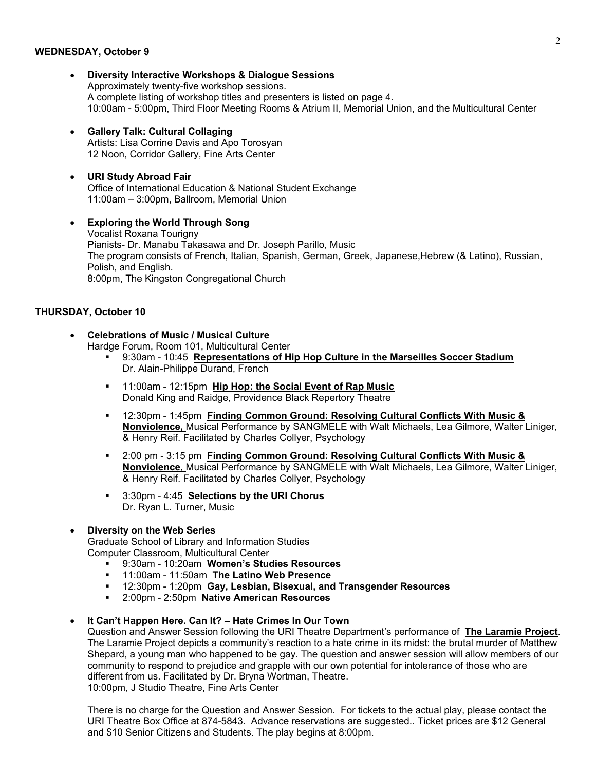**WEDNESDAY, October 9**

- **Diversity Interactive Workshops & Dialogue Sessions**
  Approximately twenty-five workshop sessions.
  A complete listing of workshop titles and presenters is listed on page 4.
  10:00am - 5:00pm, Third Floor Meeting Rooms & Atrium II, Memorial Union, and the Multicultural Center

- **Gallery Talk: Cultural Collaging**
  Artists: Lisa Corrine Davis and Apo Torosyan
  12 Noon, Corridor Gallery, Fine Arts Center

- **URI Study Abroad Fair**
  Office of International Education & National Student Exchange
  11:00am – 3:00pm, Ballroom, Memorial Union

- **Exploring the World Through Song**
  Vocalist Roxana Tourigny
  Pianists- Dr. Manabu Takasawa and Dr. Joseph Parillo, Music
  The program consists of French, Italian, Spanish, German, Greek, Japanese,Hebrew (& Latino), Russian, Polish, and English.
  8:00pm, The Kingston Congregational Church

**THURSDAY, October 10**

- **Celebrations of Music / Musical Culture**
  Hardge Forum, Room 101, Multicultural Center
  - 9:30am - 10:45 **Representations of Hip Hop Culture in the Marseilles Soccer Stadium**
    Dr. Alain-Philippe Durand, French
  - 11:00am - 12:15pm **Hip Hop: the Social Event of Rap Music**
    Donald King and Raidge, Providence Black Repertory Theatre
  - 12:30pm - 1:45pm **Finding Common Ground: Resolving Cultural Conflicts With Music & Nonviolence,** Musical Performance by SANGMELE with Walt Michaels, Lea Gilmore, Walter Liniger, & Henry Reif. Facilitated by Charles Collyer, Psychology
  - 2:00 pm - 3:15 pm **Finding Common Ground: Resolving Cultural Conflicts With Music & Nonviolence,** Musical Performance by SANGMELE with Walt Michaels, Lea Gilmore, Walter Liniger, & Henry Reif. Facilitated by Charles Collyer, Psychology
  - 3:30pm - 4:45 **Selections by the URI Chorus**
    Dr. Ryan L. Turner, Music

- **Diversity on the Web Series**
  Graduate School of Library and Information Studies
  Computer Classroom, Multicultural Center
  - 9:30am - 10:20am **Women's Studies Resources**
  - 11:00am - 11:50am **The Latino Web Presence**
  - 12:30pm - 1:20pm **Gay, Lesbian, Bisexual, and Transgender Resources**
  - 2:00pm - 2:50pm **Native American Resources**

- **It Can't Happen Here. Can It? – Hate Crimes In Our Town**
  Question and Answer Session following the URI Theatre Department's performance of **The Laramie Project**. The Laramie Project depicts a community's reaction to a hate crime in its midst: the brutal murder of Matthew Shepard, a young man who happened to be gay. The question and answer session will allow members of our community to respond to prejudice and grapple with our own potential for intolerance of those who are different from us. Facilitated by Dr. Bryna Wortman, Theatre.
  10:00pm, J Studio Theatre, Fine Arts Center

  There is no charge for the Question and Answer Session. For tickets to the actual play, please contact the URI Theatre Box Office at 874-5843. Advance reservations are suggested.. Ticket prices are $12 General and $10 Senior Citizens and Students. The play begins at 8:00pm.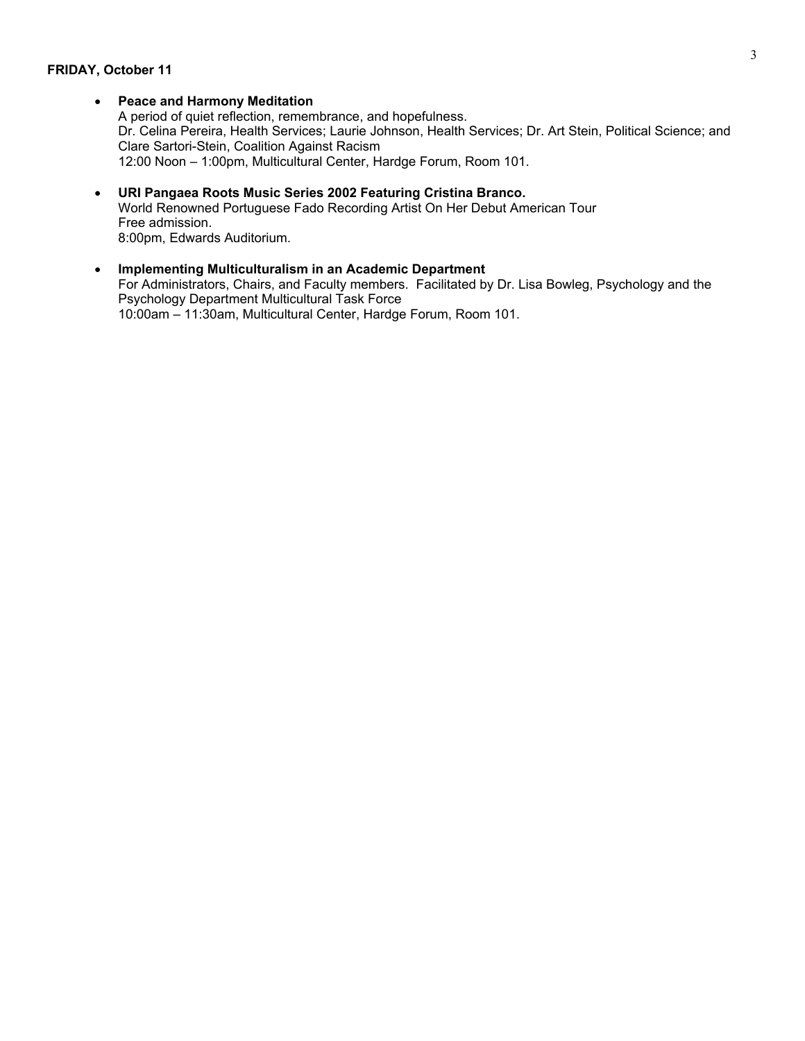**FRIDAY, October 11**

- **Peace and Harmony Meditation**
  A period of quiet reflection, remembrance, and hopefulness.
  Dr. Celina Pereira, Health Services; Laurie Johnson, Health Services; Dr. Art Stein, Political Science; and Clare Sartori-Stein, Coalition Against Racism
  12:00 Noon – 1:00pm, Multicultural Center, Hardge Forum, Room 101.

- **URI Pangaea Roots Music Series 2002 Featuring Cristina Branco.**
  World Renowned Portuguese Fado Recording Artist On Her Debut American Tour
  Free admission.
  8:00pm, Edwards Auditorium.

- **Implementing Multiculturalism in an Academic Department**
  For Administrators, Chairs, and Faculty members. Facilitated by Dr. Lisa Bowleg, Psychology and the Psychology Department Multicultural Task Force
  10:00am – 11:30am, Multicultural Center, Hardge Forum, Room 101.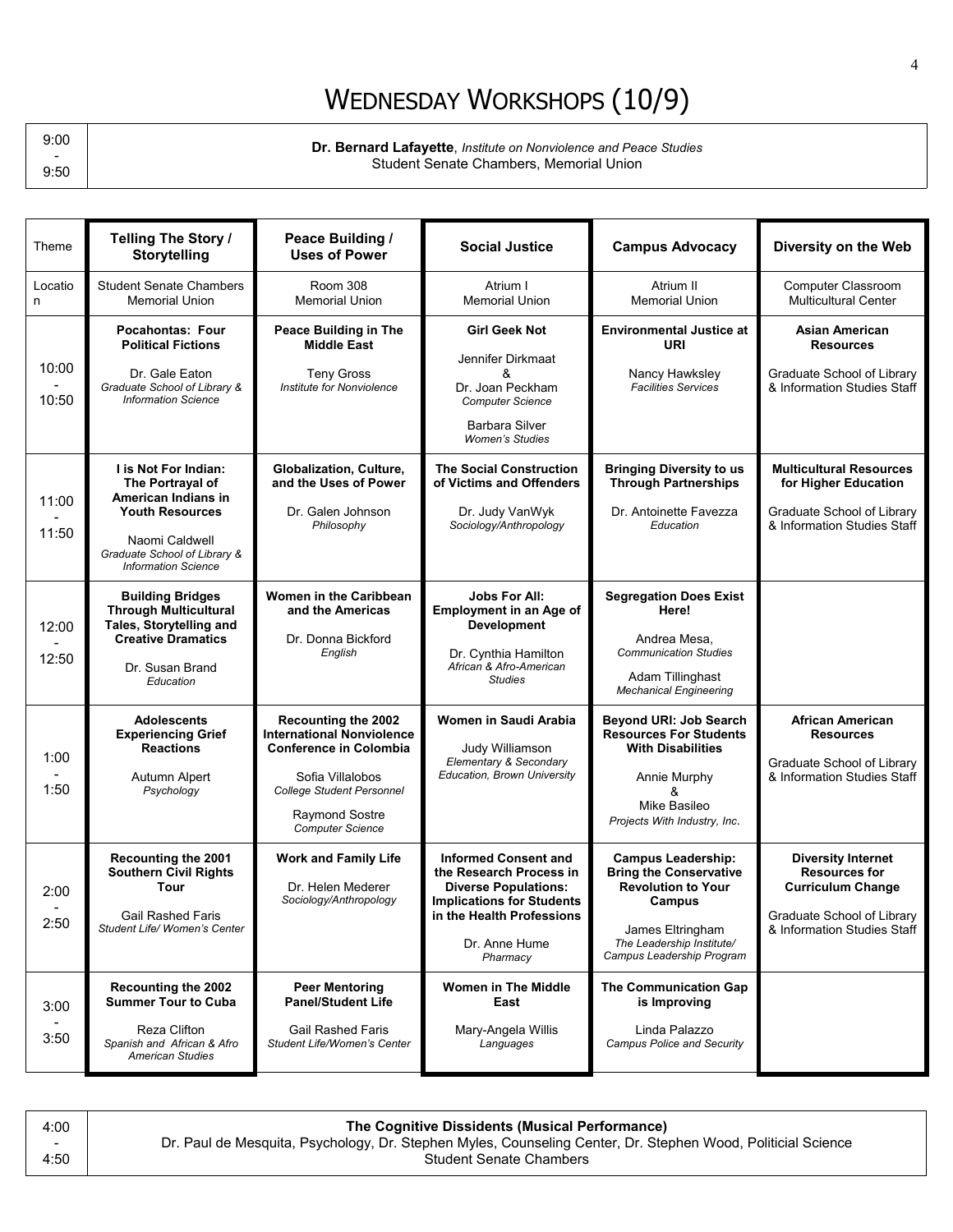# WEDNESDAY WORKSHOPS (10/9)

| | |
|---|---|
| 9:00 - 9:50 | **Dr. Bernard Lafayette**, *Institute on Nonviolence and Peace Studies*<br>Student Senate Chambers, Memorial Union |

| Theme | Telling The Story / Storytelling | Peace Building / Uses of Power | Social Justice | Campus Advocacy | Diversity on the Web |
|---|---|---|---|---|---|
| Location | Student Senate Chambers Memorial Union | Room 308 Memorial Union | Atrium I Memorial Union | Atrium II Memorial Union | Computer Classroom Multicultural Center |
| 10:00 - 10:50 | **Pocahontas: Four Political Fictions**<br>Dr. Gale Eaton<br>*Graduate School of Library & Information Science* | **Peace Building in The Middle East**<br>Teny Gross<br>*Institute for Nonviolence* | **Girl Geek Not**<br>Jennifer Dirkmaat & Dr. Joan Peckham<br>*Computer Science*<br>Barbara Silver<br>*Women's Studies* | **Environmental Justice at URI**<br>Nancy Hawksley<br>*Facilities Services* | **Asian American Resources**<br>Graduate School of Library & Information Studies Staff |
| 11:00 - 11:50 | **I is Not For Indian: The Portrayal of American Indians in Youth Resources**<br>Naomi Caldwell<br>*Graduate School of Library & Information Science* | **Globalization, Culture, and the Uses of Power**<br>Dr. Galen Johnson<br>*Philosophy* | **The Social Construction of Victims and Offenders**<br>Dr. Judy VanWyk<br>*Sociology/Anthropology* | **Bringing Diversity to us Through Partnerships**<br>Dr. Antoinette Favezza<br>*Education* | **Multicultural Resources for Higher Education**<br>Graduate School of Library & Information Studies Staff |
| 12:00 - 12:50 | **Building Bridges Through Multicultural Tales, Storytelling and Creative Dramatics**<br>Dr. Susan Brand<br>*Education* | **Women in the Caribbean and the Americas**<br>Dr. Donna Bickford<br>*English* | **Jobs For All: Employment in an Age of Development**<br>Dr. Cynthia Hamilton<br>*African & Afro-American Studies* | **Segregation Does Exist Here!**<br>Andrea Mesa,<br>*Communication Studies*<br>Adam Tillinghast<br>*Mechanical Engineering* | |
| 1:00 - 1:50 | **Adolescents Experiencing Grief Reactions**<br>Autumn Alpert<br>*Psychology* | **Recounting the 2002 International Nonviolence Conference in Colombia**<br>Sofia Villalobos<br>*College Student Personnel*<br>Raymond Sostre<br>*Computer Science* | **Women in Saudi Arabia**<br>Judy Williamson<br>*Elementary & Secondary Education, Brown University* | **Beyond URI: Job Search Resources For Students With Disabilities**<br>Annie Murphy & Mike Basileo<br>*Projects With Industry, Inc.* | **African American Resources**<br>Graduate School of Library & Information Studies Staff |
| 2:00 - 2:50 | **Recounting the 2001 Southern Civil Rights Tour**<br>Gail Rashed Faris<br>*Student Life/ Women's Center* | **Work and Family Life**<br>Dr. Helen Mederer<br>*Sociology/Anthropology* | **Informed Consent and the Research Process in Diverse Populations: Implications for Students in the Health Professions**<br>Dr. Anne Hume<br>*Pharmacy* | **Campus Leadership: Bring the Conservative Revolution to Your Campus**<br>James Eltringham<br>*The Leadership Institute/ Campus Leadership Program* | **Diversity Internet Resources for Curriculum Change**<br>Graduate School of Library & Information Studies Staff |
| 3:00 - 3:50 | **Recounting the 2002 Summer Tour to Cuba**<br>Reza Clifton<br>*Spanish and African & Afro American Studies* | **Peer Mentoring Panel/Student Life**<br>Gail Rashed Faris<br>*Student Life/Women's Center* | **Women in The Middle East**<br>Mary-Angela Willis<br>*Languages* | **The Communication Gap is Improving**<br>Linda Palazzo<br>*Campus Police and Security* | |

| | |
|---|---|
| 4:00 - 4:50 | **The Cognitive Dissidents (Musical Performance)**<br>Dr. Paul de Mesquita, Psychology, Dr. Stephen Myles, Counseling Center, Dr. Stephen Wood, Politicial Science<br>Student Senate Chambers |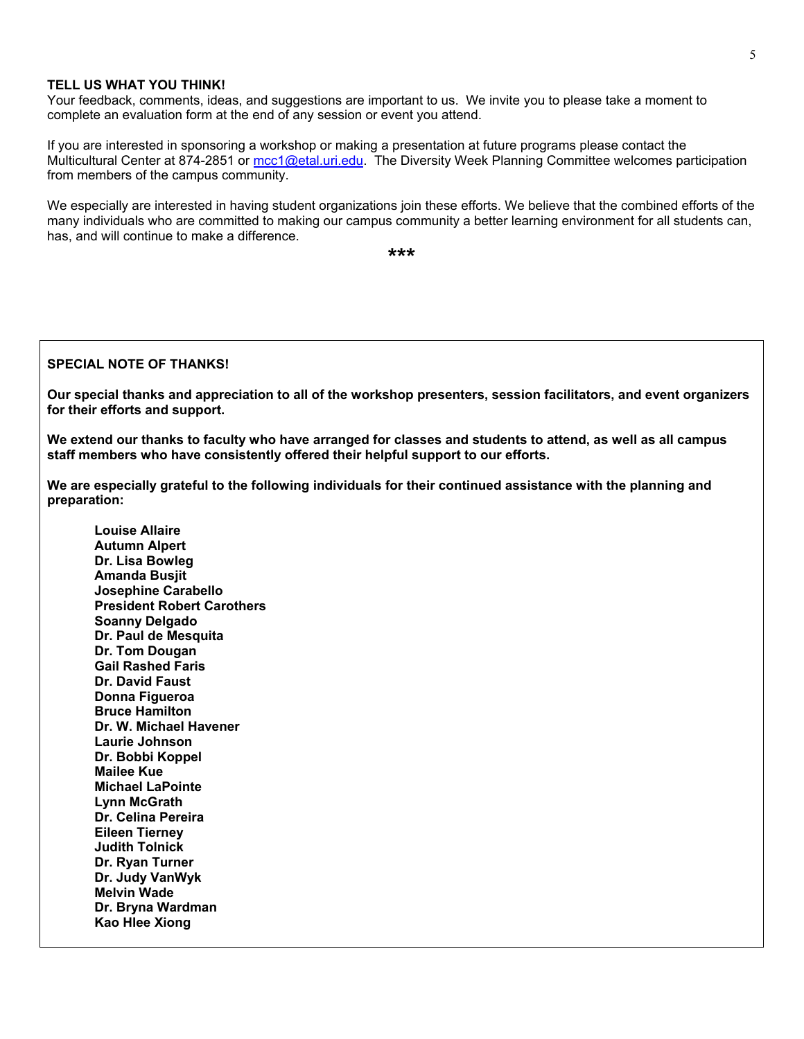**TELL US WHAT YOU THINK!**

Your feedback, comments, ideas, and suggestions are important to us. We invite you to please take a moment to complete an evaluation form at the end of any session or event you attend.

If you are interested in sponsoring a workshop or making a presentation at future programs please contact the Multicultural Center at 874-2851 or mcc1@etal.uri.edu. The Diversity Week Planning Committee welcomes participation from members of the campus community.

We especially are interested in having student organizations join these efforts. We believe that the combined efforts of the many individuals who are committed to making our campus community a better learning environment for all students can, has, and will continue to make a difference.

***

**SPECIAL NOTE OF THANKS!**

**Our special thanks and appreciation to all of the workshop presenters, session facilitators, and event organizers for their efforts and support.**

**We extend our thanks to faculty who have arranged for classes and students to attend, as well as all campus staff members who have consistently offered their helpful support to our efforts.**

**We are especially grateful to the following individuals for their continued assistance with the planning and preparation:**

**Louise Allaire**
**Autumn Alpert**
**Dr. Lisa Bowleg**
**Amanda Busjit**
**Josephine Carabello**
**President Robert Carothers**
**Soanny Delgado**
**Dr. Paul de Mesquita**
**Dr. Tom Dougan**
**Gail Rashed Faris**
**Dr. David Faust**
**Donna Figueroa**
**Bruce Hamilton**
**Dr. W. Michael Havener**
**Laurie Johnson**
**Dr. Bobbi Koppel**
**Mailee Kue**
**Michael LaPointe**
**Lynn McGrath**
**Dr. Celina Pereira**
**Eileen Tierney**
**Judith Tolnick**
**Dr. Ryan Turner**
**Dr. Judy VanWyk**
**Melvin Wade**
**Dr. Bryna Wardman**
**Kao Hlee Xiong**